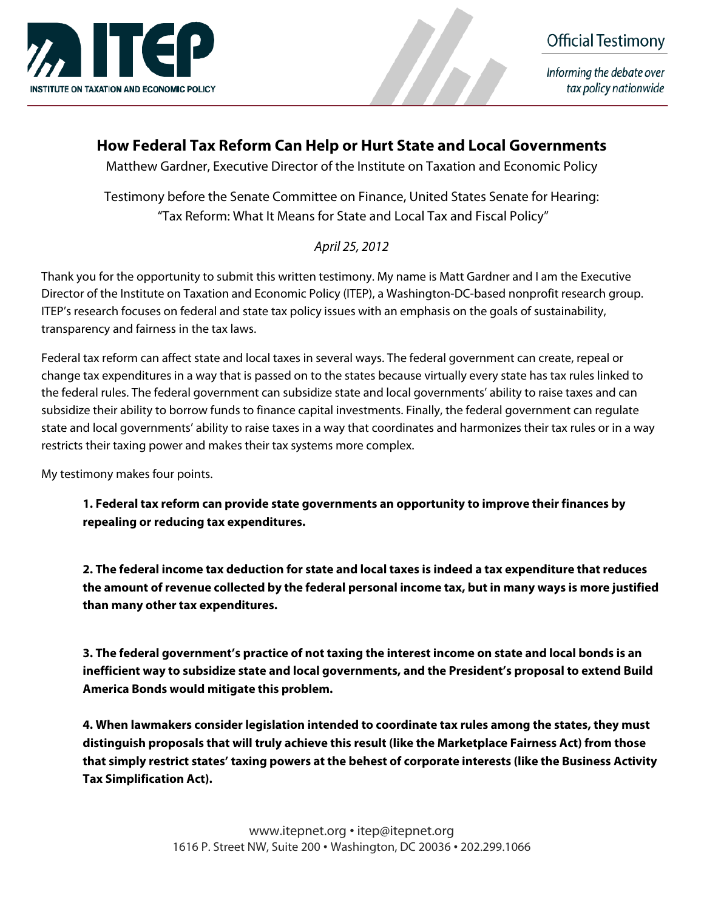ITEP INSTITUTE ON TAXATION AND ECONOMIC POLICY

Official Testimony

*Informing the debate over tax policy nationwide*

# How Federal Tax Reform Can Help or Hurt State and Local Governments

Matthew Gardner, Executive Director of the Institute on Taxation and Economic Policy

Testimony before the Senate Committee on Finance, United States Senate for Hearing: "Tax Reform: What It Means for State and Local Tax and Fiscal Policy"

*April 25, 2012*

Thank you for the opportunity to submit this written testimony. My name is Matt Gardner and I am the Executive Director of the Institute on Taxation and Economic Policy (ITEP), a Washington-DC-based nonprofit research group. ITEP's research focuses on federal and state tax policy issues with an emphasis on the goals of sustainability, transparency and fairness in the tax laws.

Federal tax reform can affect state and local taxes in several ways. The federal government can create, repeal or change tax expenditures in a way that is passed on to the states because virtually every state has tax rules linked to the federal rules. The federal government can subsidize state and local governments' ability to raise taxes and can subsidize their ability to borrow funds to finance capital investments. Finally, the federal government can regulate state and local governments' ability to raise taxes in a way that coordinates and harmonizes their tax rules or in a way restricts their taxing power and makes their tax systems more complex.

My testimony makes four points.

**1. Federal tax reform can provide state governments an opportunity to improve their finances by repealing or reducing tax expenditures.**

**2. The federal income tax deduction for state and local taxes is indeed a tax expenditure that reduces the amount of revenue collected by the federal personal income tax, but in many ways is more justified than many other tax expenditures.**

**3. The federal government's practice of not taxing the interest income on state and local bonds is an inefficient way to subsidize state and local governments, and the President's proposal to extend Build America Bonds would mitigate this problem.**

**4. When lawmakers consider legislation intended to coordinate tax rules among the states, they must distinguish proposals that will truly achieve this result (like the Marketplace Fairness Act) from those that simply restrict states' taxing powers at the behest of corporate interests (like the Business Activity Tax Simplification Act).**

www.itepnet.org • itep@itepnet.org
1616 P. Street NW, Suite 200 • Washington, DC 20036 • 202.299.1066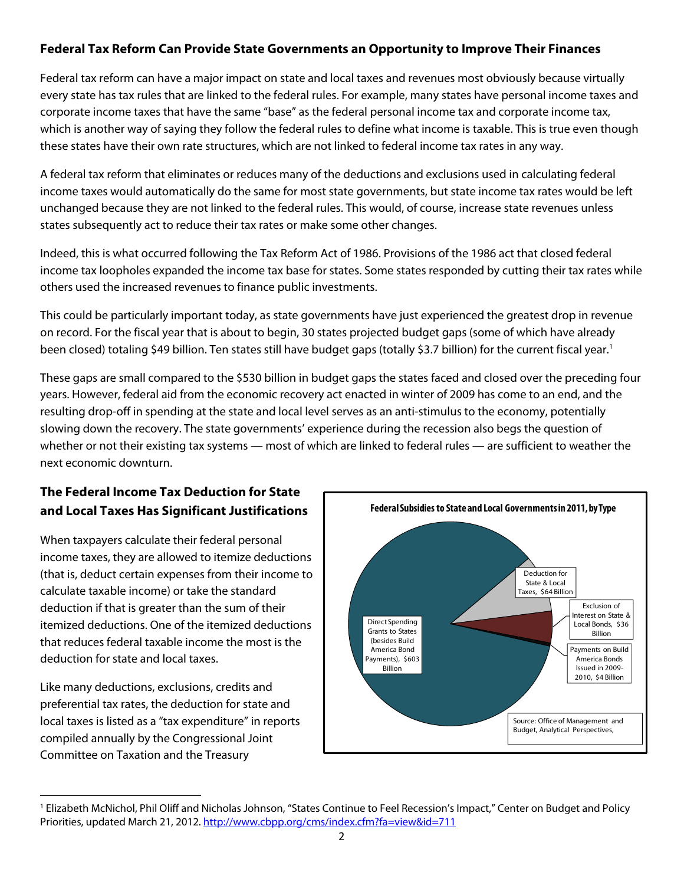## Federal Tax Reform Can Provide State Governments an Opportunity to Improve Their Finances

Federal tax reform can have a major impact on state and local taxes and revenues most obviously because virtually every state has tax rules that are linked to the federal rules. For example, many states have personal income taxes and corporate income taxes that have the same "base" as the federal personal income tax and corporate income tax, which is another way of saying they follow the federal rules to define what income is taxable. This is true even though these states have their own rate structures, which are not linked to federal income tax rates in any way.

A federal tax reform that eliminates or reduces many of the deductions and exclusions used in calculating federal income taxes would automatically do the same for most state governments, but state income tax rates would be left unchanged because they are not linked to the federal rules. This would, of course, increase state revenues unless states subsequently act to reduce their tax rates or make some other changes.

Indeed, this is what occurred following the Tax Reform Act of 1986. Provisions of the 1986 act that closed federal income tax loopholes expanded the income tax base for states. Some states responded by cutting their tax rates while others used the increased revenues to finance public investments.

This could be particularly important today, as state governments have just experienced the greatest drop in revenue on record. For the fiscal year that is about to begin, 30 states projected budget gaps (some of which have already been closed) totaling $49 billion. Ten states still have budget gaps (totally $3.7 billion) for the current fiscal year.[1]

These gaps are small compared to the $530 billion in budget gaps the states faced and closed over the preceding four years. However, federal aid from the economic recovery act enacted in winter of 2009 has come to an end, and the resulting drop-off in spending at the state and local level serves as an anti-stimulus to the economy, potentially slowing down the recovery. The state governments' experience during the recession also begs the question of whether or not their existing tax systems — most of which are linked to federal rules — are sufficient to weather the next economic downturn.

## The Federal Income Tax Deduction for State and Local Taxes Has Significant Justifications

When taxpayers calculate their federal personal income taxes, they are allowed to itemize deductions (that is, deduct certain expenses from their income to calculate taxable income) or take the standard deduction if that is greater than the sum of their itemized deductions. One of the itemized deductions that reduces federal taxable income the most is the deduction for state and local taxes.

Like many deductions, exclusions, credits and preferential tax rates, the deduction for state and local taxes is listed as a "tax expenditure" in reports compiled annually by the Congressional Joint Committee on Taxation and the Treasury

**Federal Subsidies to State and Local Governments in 2011, by Type**

| Type | Amount |
|---|---|
| Direct Spending Grants to States (besides Build America Bond Payments) | $603 Billion |
| Deduction for State & Local Taxes | $64 Billion |
| Exclusion of Interest on State & Local Bonds | $36 Billion |
| Payments on Build America Bonds Issued in 2009-2010 | $4 Billion |

Source: Office of Management and Budget, Analytical Perspectives,

[1] Elizabeth McNichol, Phil Oliff and Nicholas Johnson, "States Continue to Feel Recession's Impact," Center on Budget and Policy Priorities, updated March 21, 2012. http://www.cbpp.org/cms/index.cfm?fa=view&id=711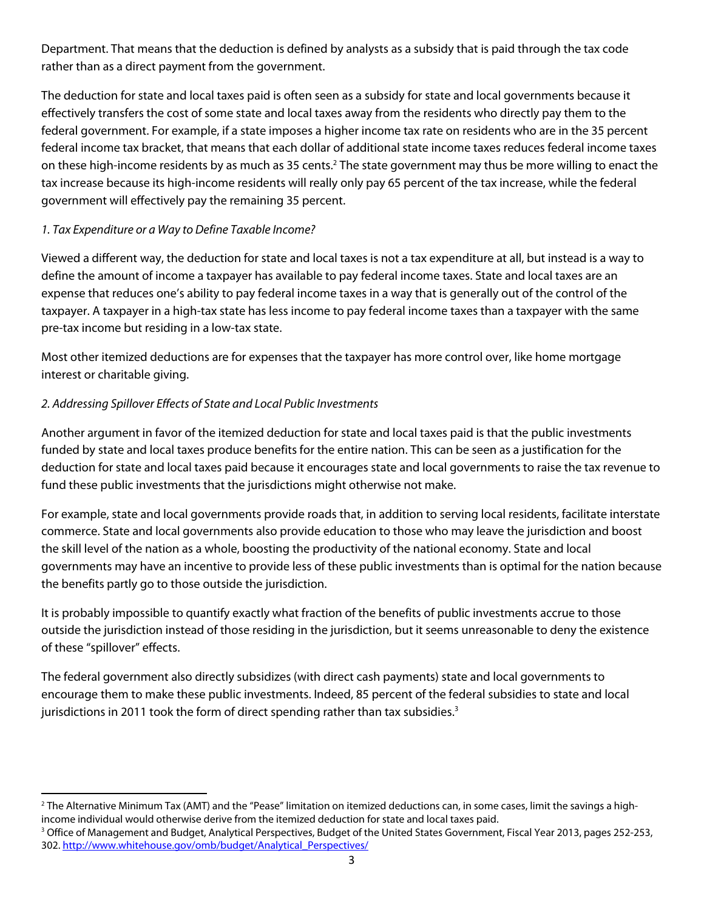Department. That means that the deduction is defined by analysts as a subsidy that is paid through the tax code rather than as a direct payment from the government.

The deduction for state and local taxes paid is often seen as a subsidy for state and local governments because it effectively transfers the cost of some state and local taxes away from the residents who directly pay them to the federal government. For example, if a state imposes a higher income tax rate on residents who are in the 35 percent federal income tax bracket, that means that each dollar of additional state income taxes reduces federal income taxes on these high-income residents by as much as 35 cents.[2] The state government may thus be more willing to enact the tax increase because its high-income residents will really only pay 65 percent of the tax increase, while the federal government will effectively pay the remaining 35 percent.

*1. Tax Expenditure or a Way to Define Taxable Income?*

Viewed a different way, the deduction for state and local taxes is not a tax expenditure at all, but instead is a way to define the amount of income a taxpayer has available to pay federal income taxes. State and local taxes are an expense that reduces one's ability to pay federal income taxes in a way that is generally out of the control of the taxpayer. A taxpayer in a high-tax state has less income to pay federal income taxes than a taxpayer with the same pre-tax income but residing in a low-tax state.

Most other itemized deductions are for expenses that the taxpayer has more control over, like home mortgage interest or charitable giving.

*2. Addressing Spillover Effects of State and Local Public Investments*

Another argument in favor of the itemized deduction for state and local taxes paid is that the public investments funded by state and local taxes produce benefits for the entire nation. This can be seen as a justification for the deduction for state and local taxes paid because it encourages state and local governments to raise the tax revenue to fund these public investments that the jurisdictions might otherwise not make.

For example, state and local governments provide roads that, in addition to serving local residents, facilitate interstate commerce. State and local governments also provide education to those who may leave the jurisdiction and boost the skill level of the nation as a whole, boosting the productivity of the national economy. State and local governments may have an incentive to provide less of these public investments than is optimal for the nation because the benefits partly go to those outside the jurisdiction.

It is probably impossible to quantify exactly what fraction of the benefits of public investments accrue to those outside the jurisdiction instead of those residing in the jurisdiction, but it seems unreasonable to deny the existence of these "spillover" effects.

The federal government also directly subsidizes (with direct cash payments) state and local governments to encourage them to make these public investments. Indeed, 85 percent of the federal subsidies to state and local jurisdictions in 2011 took the form of direct spending rather than tax subsidies.[3]

---

[2] The Alternative Minimum Tax (AMT) and the "Pease" limitation on itemized deductions can, in some cases, limit the savings a high-income individual would otherwise derive from the itemized deduction for state and local taxes paid.

[3] Office of Management and Budget, Analytical Perspectives, Budget of the United States Government, Fiscal Year 2013, pages 252-253, 302. http://www.whitehouse.gov/omb/budget/Analytical_Perspectives/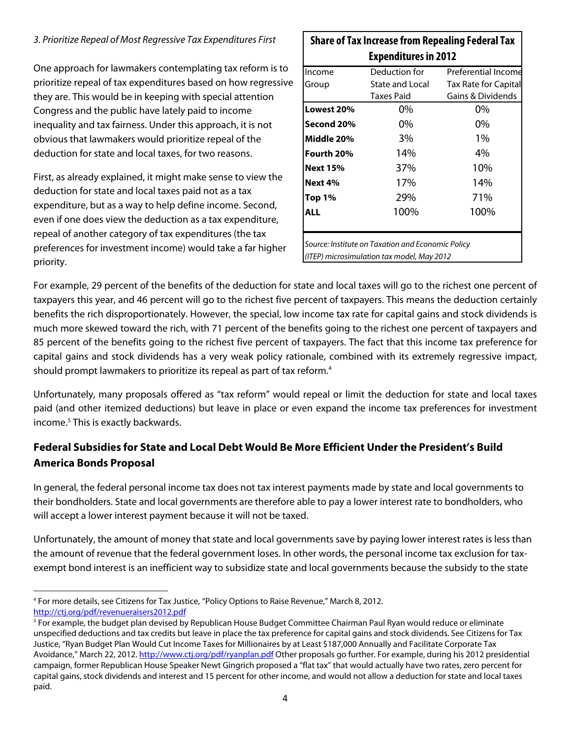*3. Prioritize Repeal of Most Regressive Tax Expenditures First*

One approach for lawmakers contemplating tax reform is to prioritize repeal of tax expenditures based on how regressive they are. This would be in keeping with special attention Congress and the public have lately paid to income inequality and tax fairness. Under this approach, it is not obvious that lawmakers would prioritize repeal of the deduction for state and local taxes, for two reasons.

First, as already explained, it might make sense to view the deduction for state and local taxes paid not as a tax expenditure, but as a way to help define income. Second, even if one does view the deduction as a tax expenditure, repeal of another category of tax expenditures (the tax preferences for investment income) would take a far higher priority.

**Share of Tax Increase from Repealing Federal Tax Expenditures in 2012**

| Income Group | Deduction for State and Local Taxes Paid | Preferential Income Tax Rate for Capital Gains & Dividends |
|---|---|---|
| **Lowest 20%** | 0% | 0% |
| **Second 20%** | 0% | 0% |
| **Middle 20%** | 3% | 1% |
| **Fourth 20%** | 14% | 4% |
| **Next 15%** | 37% | 10% |
| **Next 4%** | 17% | 14% |
| **Top 1%** | 29% | 71% |
| **ALL** | 100% | 100% |

*Source: Institute on Taxation and Economic Policy (ITEP) microsimulation tax model, May 2012*

For example, 29 percent of the benefits of the deduction for state and local taxes will go to the richest one percent of taxpayers this year, and 46 percent will go to the richest five percent of taxpayers. This means the deduction certainly benefits the rich disproportionately. However, the special, low income tax rate for capital gains and stock dividends is much more skewed toward the rich, with 71 percent of the benefits going to the richest one percent of taxpayers and 85 percent of the benefits going to the richest five percent of taxpayers. The fact that this income tax preference for capital gains and stock dividends has a very weak policy rationale, combined with its extremely regressive impact, should prompt lawmakers to prioritize its repeal as part of tax reform.[4]

Unfortunately, many proposals offered as "tax reform" would repeal or limit the deduction for state and local taxes paid (and other itemized deductions) but leave in place or even expand the income tax preferences for investment income.[5] This is exactly backwards.

## Federal Subsidies for State and Local Debt Would Be More Efficient Under the President's Build America Bonds Proposal

In general, the federal personal income tax does not tax interest payments made by state and local governments to their bondholders. State and local governments are therefore able to pay a lower interest rate to bondholders, who will accept a lower interest payment because it will not be taxed.

Unfortunately, the amount of money that state and local governments save by paying lower interest rates is less than the amount of revenue that the federal government loses. In other words, the personal income tax exclusion for tax-exempt bond interest is an inefficient way to subsidize state and local governments because the subsidy to the state

---

[4] For more details, see Citizens for Tax Justice, "Policy Options to Raise Revenue," March 8, 2012. http://ctj.org/pdf/revenueraisers2012.pdf

[5] For example, the budget plan devised by Republican House Budget Committee Chairman Paul Ryan would reduce or eliminate unspecified deductions and tax credits but leave in place the tax preference for capital gains and stock dividends. See Citizens for Tax Justice, "Ryan Budget Plan Would Cut Income Taxes for Millionaires by at Least $187,000 Annually and Facilitate Corporate Tax Avoidance," March 22, 2012. http://www.ctj.org/pdf/ryanplan.pdf Other proposals go further. For example, during his 2012 presidential campaign, former Republican House Speaker Newt Gingrich proposed a "flat tax" that would actually have two rates, zero percent for capital gains, stock dividends and interest and 15 percent for other income, and would not allow a deduction for state and local taxes paid.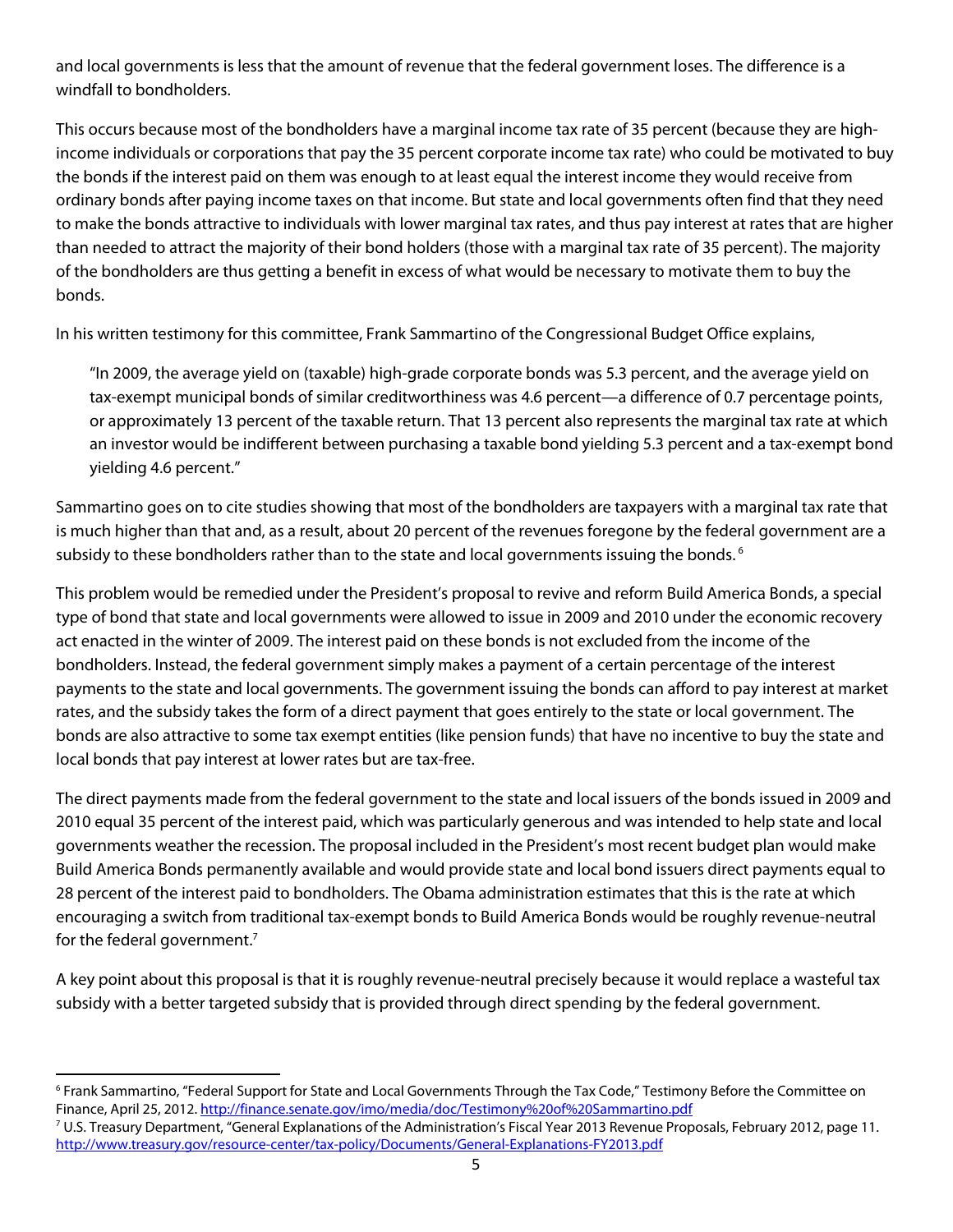and local governments is less that the amount of revenue that the federal government loses. The difference is a windfall to bondholders.

This occurs because most of the bondholders have a marginal income tax rate of 35 percent (because they are high-income individuals or corporations that pay the 35 percent corporate income tax rate) who could be motivated to buy the bonds if the interest paid on them was enough to at least equal the interest income they would receive from ordinary bonds after paying income taxes on that income. But state and local governments often find that they need to make the bonds attractive to individuals with lower marginal tax rates, and thus pay interest at rates that are higher than needed to attract the majority of their bond holders (those with a marginal tax rate of 35 percent). The majority of the bondholders are thus getting a benefit in excess of what would be necessary to motivate them to buy the bonds.

In his written testimony for this committee, Frank Sammartino of the Congressional Budget Office explains,

> "In 2009, the average yield on (taxable) high-grade corporate bonds was 5.3 percent, and the average yield on tax-exempt municipal bonds of similar creditworthiness was 4.6 percent—a difference of 0.7 percentage points, or approximately 13 percent of the taxable return. That 13 percent also represents the marginal tax rate at which an investor would be indifferent between purchasing a taxable bond yielding 5.3 percent and a tax-exempt bond yielding 4.6 percent."

Sammartino goes on to cite studies showing that most of the bondholders are taxpayers with a marginal tax rate that is much higher than that and, as a result, about 20 percent of the revenues foregone by the federal government are a subsidy to these bondholders rather than to the state and local governments issuing the bonds. [6]

This problem would be remedied under the President's proposal to revive and reform Build America Bonds, a special type of bond that state and local governments were allowed to issue in 2009 and 2010 under the economic recovery act enacted in the winter of 2009. The interest paid on these bonds is not excluded from the income of the bondholders. Instead, the federal government simply makes a payment of a certain percentage of the interest payments to the state and local governments. The government issuing the bonds can afford to pay interest at market rates, and the subsidy takes the form of a direct payment that goes entirely to the state or local government. The bonds are also attractive to some tax exempt entities (like pension funds) that have no incentive to buy the state and local bonds that pay interest at lower rates but are tax-free.

The direct payments made from the federal government to the state and local issuers of the bonds issued in 2009 and 2010 equal 35 percent of the interest paid, which was particularly generous and was intended to help state and local governments weather the recession. The proposal included in the President's most recent budget plan would make Build America Bonds permanently available and would provide state and local bond issuers direct payments equal to 28 percent of the interest paid to bondholders. The Obama administration estimates that this is the rate at which encouraging a switch from traditional tax-exempt bonds to Build America Bonds would be roughly revenue-neutral for the federal government.[7]

A key point about this proposal is that it is roughly revenue-neutral precisely because it would replace a wasteful tax subsidy with a better targeted subsidy that is provided through direct spending by the federal government.

---

[6] Frank Sammartino, "Federal Support for State and Local Governments Through the Tax Code," Testimony Before the Committee on Finance, April 25, 2012. http://finance.senate.gov/imo/media/doc/Testimony%20of%20Sammartino.pdf

[7] U.S. Treasury Department, "General Explanations of the Administration's Fiscal Year 2013 Revenue Proposals, February 2012, page 11. http://www.treasury.gov/resource-center/tax-policy/Documents/General-Explanations-FY2013.pdf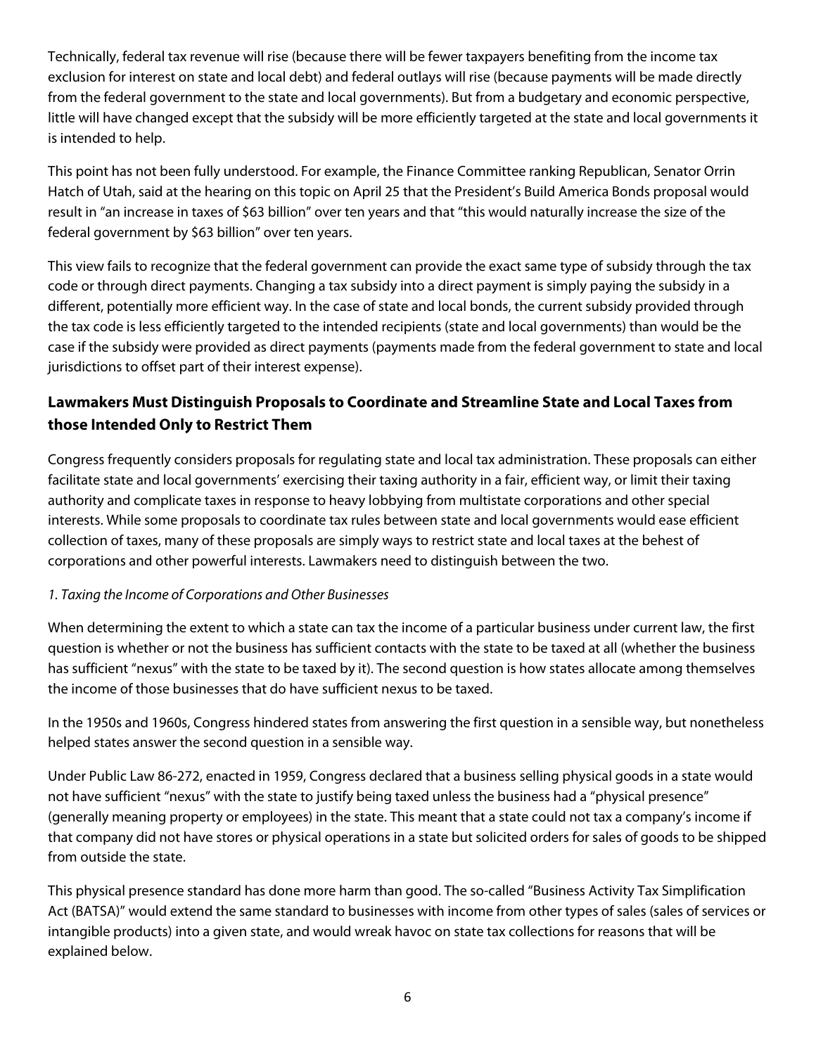Technically, federal tax revenue will rise (because there will be fewer taxpayers benefiting from the income tax exclusion for interest on state and local debt) and federal outlays will rise (because payments will be made directly from the federal government to the state and local governments). But from a budgetary and economic perspective, little will have changed except that the subsidy will be more efficiently targeted at the state and local governments it is intended to help.

This point has not been fully understood. For example, the Finance Committee ranking Republican, Senator Orrin Hatch of Utah, said at the hearing on this topic on April 25 that the President's Build America Bonds proposal would result in "an increase in taxes of $63 billion" over ten years and that "this would naturally increase the size of the federal government by $63 billion" over ten years.

This view fails to recognize that the federal government can provide the exact same type of subsidy through the tax code or through direct payments. Changing a tax subsidy into a direct payment is simply paying the subsidy in a different, potentially more efficient way. In the case of state and local bonds, the current subsidy provided through the tax code is less efficiently targeted to the intended recipients (state and local governments) than would be the case if the subsidy were provided as direct payments (payments made from the federal government to state and local jurisdictions to offset part of their interest expense).

## Lawmakers Must Distinguish Proposals to Coordinate and Streamline State and Local Taxes from those Intended Only to Restrict Them

Congress frequently considers proposals for regulating state and local tax administration. These proposals can either facilitate state and local governments' exercising their taxing authority in a fair, efficient way, or limit their taxing authority and complicate taxes in response to heavy lobbying from multistate corporations and other special interests. While some proposals to coordinate tax rules between state and local governments would ease efficient collection of taxes, many of these proposals are simply ways to restrict state and local taxes at the behest of corporations and other powerful interests. Lawmakers need to distinguish between the two.

*1. Taxing the Income of Corporations and Other Businesses*

When determining the extent to which a state can tax the income of a particular business under current law, the first question is whether or not the business has sufficient contacts with the state to be taxed at all (whether the business has sufficient "nexus" with the state to be taxed by it). The second question is how states allocate among themselves the income of those businesses that do have sufficient nexus to be taxed.

In the 1950s and 1960s, Congress hindered states from answering the first question in a sensible way, but nonetheless helped states answer the second question in a sensible way.

Under Public Law 86-272, enacted in 1959, Congress declared that a business selling physical goods in a state would not have sufficient "nexus" with the state to justify being taxed unless the business had a "physical presence" (generally meaning property or employees) in the state. This meant that a state could not tax a company's income if that company did not have stores or physical operations in a state but solicited orders for sales of goods to be shipped from outside the state.

This physical presence standard has done more harm than good. The so-called "Business Activity Tax Simplification Act (BATSA)" would extend the same standard to businesses with income from other types of sales (sales of services or intangible products) into a given state, and would wreak havoc on state tax collections for reasons that will be explained below.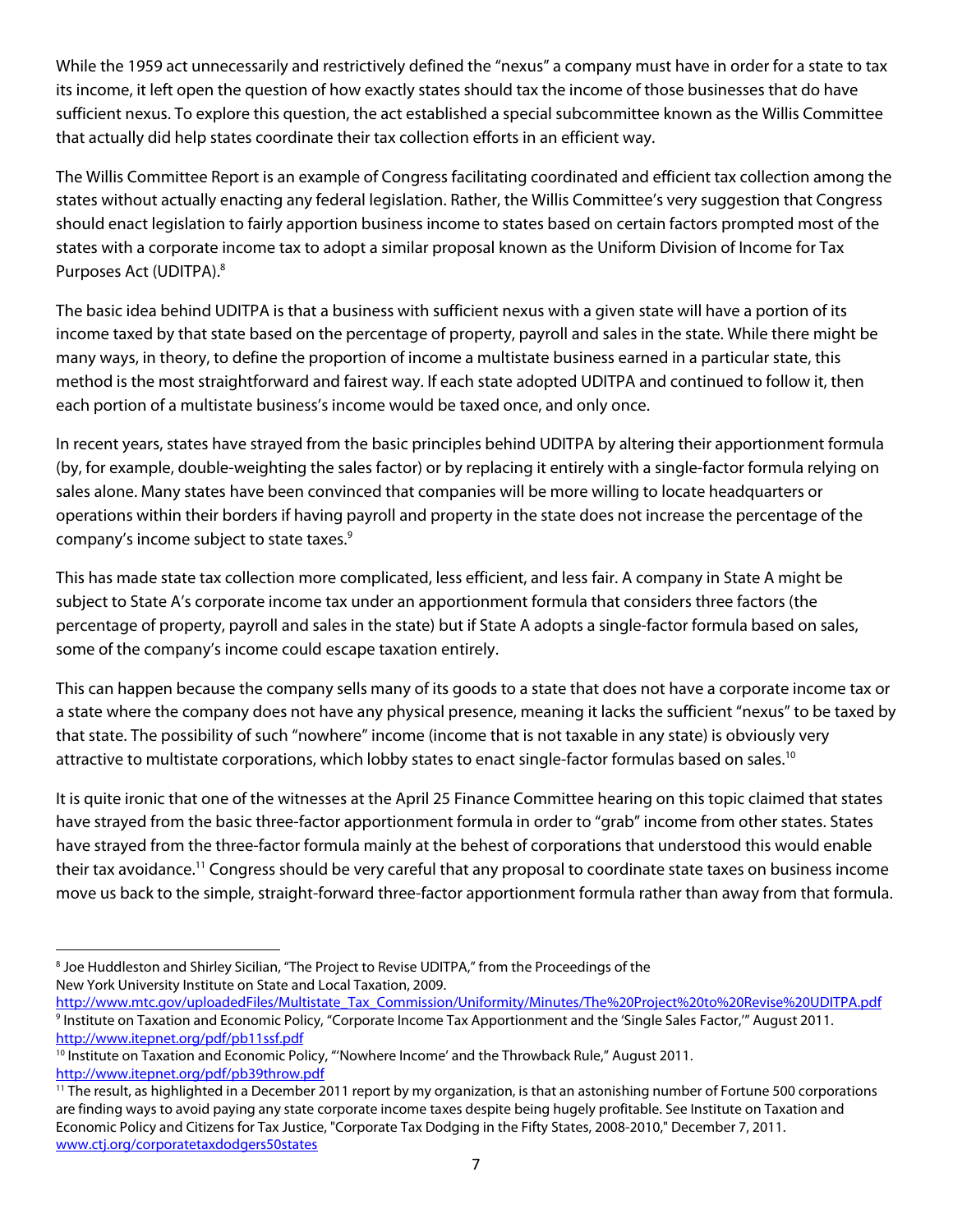While the 1959 act unnecessarily and restrictively defined the "nexus" a company must have in order for a state to tax its income, it left open the question of how exactly states should tax the income of those businesses that do have sufficient nexus. To explore this question, the act established a special subcommittee known as the Willis Committee that actually did help states coordinate their tax collection efforts in an efficient way.

The Willis Committee Report is an example of Congress facilitating coordinated and efficient tax collection among the states without actually enacting any federal legislation. Rather, the Willis Committee's very suggestion that Congress should enact legislation to fairly apportion business income to states based on certain factors prompted most of the states with a corporate income tax to adopt a similar proposal known as the Uniform Division of Income for Tax Purposes Act (UDITPA).[8]

The basic idea behind UDITPA is that a business with sufficient nexus with a given state will have a portion of its income taxed by that state based on the percentage of property, payroll and sales in the state. While there might be many ways, in theory, to define the proportion of income a multistate business earned in a particular state, this method is the most straightforward and fairest way. If each state adopted UDITPA and continued to follow it, then each portion of a multistate business's income would be taxed once, and only once.

In recent years, states have strayed from the basic principles behind UDITPA by altering their apportionment formula (by, for example, double-weighting the sales factor) or by replacing it entirely with a single-factor formula relying on sales alone. Many states have been convinced that companies will be more willing to locate headquarters or operations within their borders if having payroll and property in the state does not increase the percentage of the company's income subject to state taxes.[9]

This has made state tax collection more complicated, less efficient, and less fair. A company in State A might be subject to State A's corporate income tax under an apportionment formula that considers three factors (the percentage of property, payroll and sales in the state) but if State A adopts a single-factor formula based on sales, some of the company's income could escape taxation entirely.

This can happen because the company sells many of its goods to a state that does not have a corporate income tax or a state where the company does not have any physical presence, meaning it lacks the sufficient "nexus" to be taxed by that state. The possibility of such "nowhere" income (income that is not taxable in any state) is obviously very attractive to multistate corporations, which lobby states to enact single-factor formulas based on sales.[10]

It is quite ironic that one of the witnesses at the April 25 Finance Committee hearing on this topic claimed that states have strayed from the basic three-factor apportionment formula in order to "grab" income from other states. States have strayed from the three-factor formula mainly at the behest of corporations that understood this would enable their tax avoidance.[11] Congress should be very careful that any proposal to coordinate state taxes on business income move us back to the simple, straight-forward three-factor apportionment formula rather than away from that formula.

---

[8] Joe Huddleston and Shirley Sicilian, "The Project to Revise UDITPA," from the Proceedings of the New York University Institute on State and Local Taxation, 2009. http://www.mtc.gov/uploadedFiles/Multistate_Tax_Commission/Uniformity/Minutes/The%20Project%20to%20Revise%20UDITPA.pdf

[9] Institute on Taxation and Economic Policy, "Corporate Income Tax Apportionment and the 'Single Sales Factor,'" August 2011. http://www.itepnet.org/pdf/pb11ssf.pdf

[10] Institute on Taxation and Economic Policy, "'Nowhere Income' and the Throwback Rule," August 2011. http://www.itepnet.org/pdf/pb39throw.pdf

[11] The result, as highlighted in a December 2011 report by my organization, is that an astonishing number of Fortune 500 corporations are finding ways to avoid paying any state corporate income taxes despite being hugely profitable. See Institute on Taxation and Economic Policy and Citizens for Tax Justice, "Corporate Tax Dodging in the Fifty States, 2008-2010," December 7, 2011. www.ctj.org/corporatetaxdodgers50states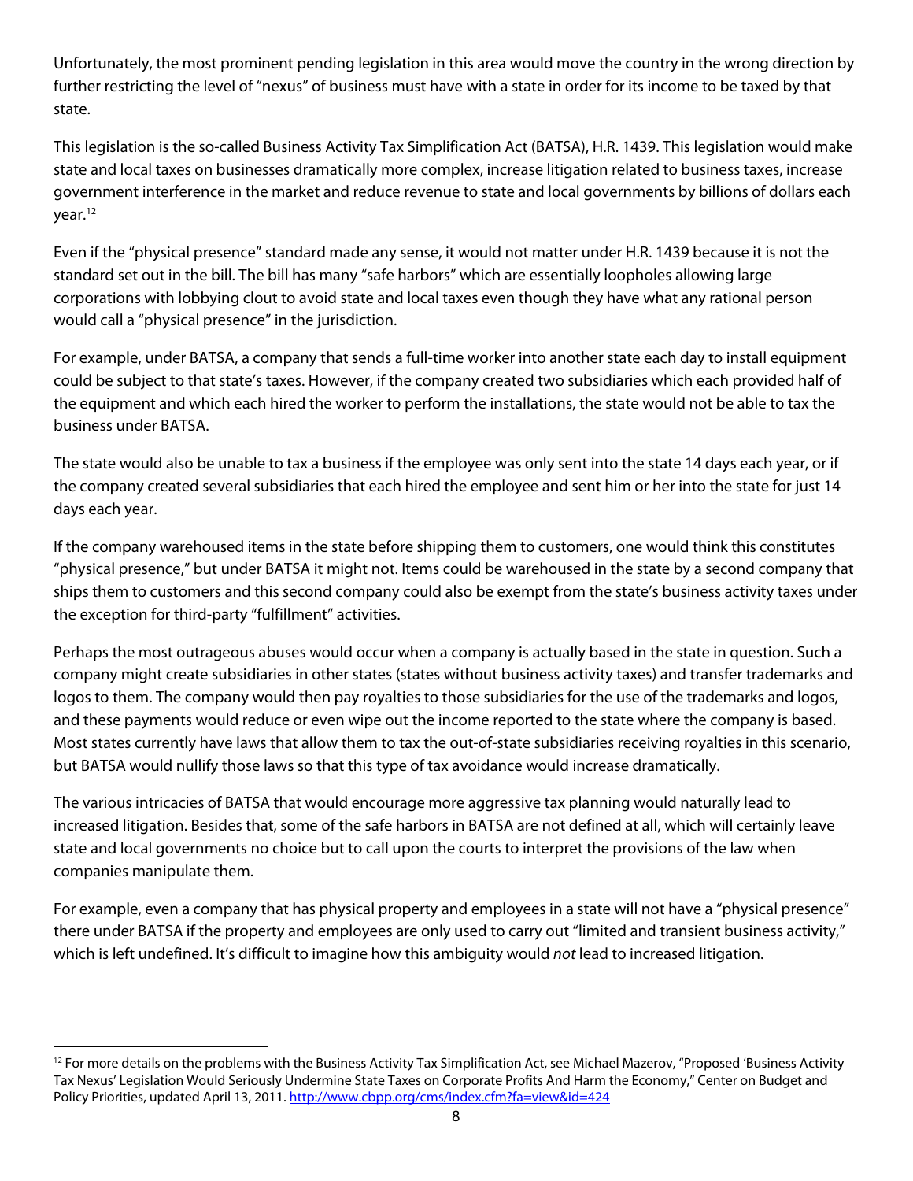Unfortunately, the most prominent pending legislation in this area would move the country in the wrong direction by further restricting the level of "nexus" of business must have with a state in order for its income to be taxed by that state.

This legislation is the so-called Business Activity Tax Simplification Act (BATSA), H.R. 1439. This legislation would make state and local taxes on businesses dramatically more complex, increase litigation related to business taxes, increase government interference in the market and reduce revenue to state and local governments by billions of dollars each year.[12]

Even if the "physical presence" standard made any sense, it would not matter under H.R. 1439 because it is not the standard set out in the bill. The bill has many "safe harbors" which are essentially loopholes allowing large corporations with lobbying clout to avoid state and local taxes even though they have what any rational person would call a "physical presence" in the jurisdiction.

For example, under BATSA, a company that sends a full-time worker into another state each day to install equipment could be subject to that state's taxes. However, if the company created two subsidiaries which each provided half of the equipment and which each hired the worker to perform the installations, the state would not be able to tax the business under BATSA.

The state would also be unable to tax a business if the employee was only sent into the state 14 days each year, or if the company created several subsidiaries that each hired the employee and sent him or her into the state for just 14 days each year.

If the company warehoused items in the state before shipping them to customers, one would think this constitutes "physical presence," but under BATSA it might not. Items could be warehoused in the state by a second company that ships them to customers and this second company could also be exempt from the state's business activity taxes under the exception for third-party "fulfillment" activities.

Perhaps the most outrageous abuses would occur when a company is actually based in the state in question. Such a company might create subsidiaries in other states (states without business activity taxes) and transfer trademarks and logos to them. The company would then pay royalties to those subsidiaries for the use of the trademarks and logos, and these payments would reduce or even wipe out the income reported to the state where the company is based. Most states currently have laws that allow them to tax the out-of-state subsidiaries receiving royalties in this scenario, but BATSA would nullify those laws so that this type of tax avoidance would increase dramatically.

The various intricacies of BATSA that would encourage more aggressive tax planning would naturally lead to increased litigation. Besides that, some of the safe harbors in BATSA are not defined at all, which will certainly leave state and local governments no choice but to call upon the courts to interpret the provisions of the law when companies manipulate them.

For example, even a company that has physical property and employees in a state will not have a "physical presence" there under BATSA if the property and employees are only used to carry out "limited and transient business activity," which is left undefined. It's difficult to imagine how this ambiguity would *not* lead to increased litigation.

---

[12] For more details on the problems with the Business Activity Tax Simplification Act, see Michael Mazerov, "Proposed 'Business Activity Tax Nexus' Legislation Would Seriously Undermine State Taxes on Corporate Profits And Harm the Economy," Center on Budget and Policy Priorities, updated April 13, 2011. http://www.cbpp.org/cms/index.cfm?fa=view&id=424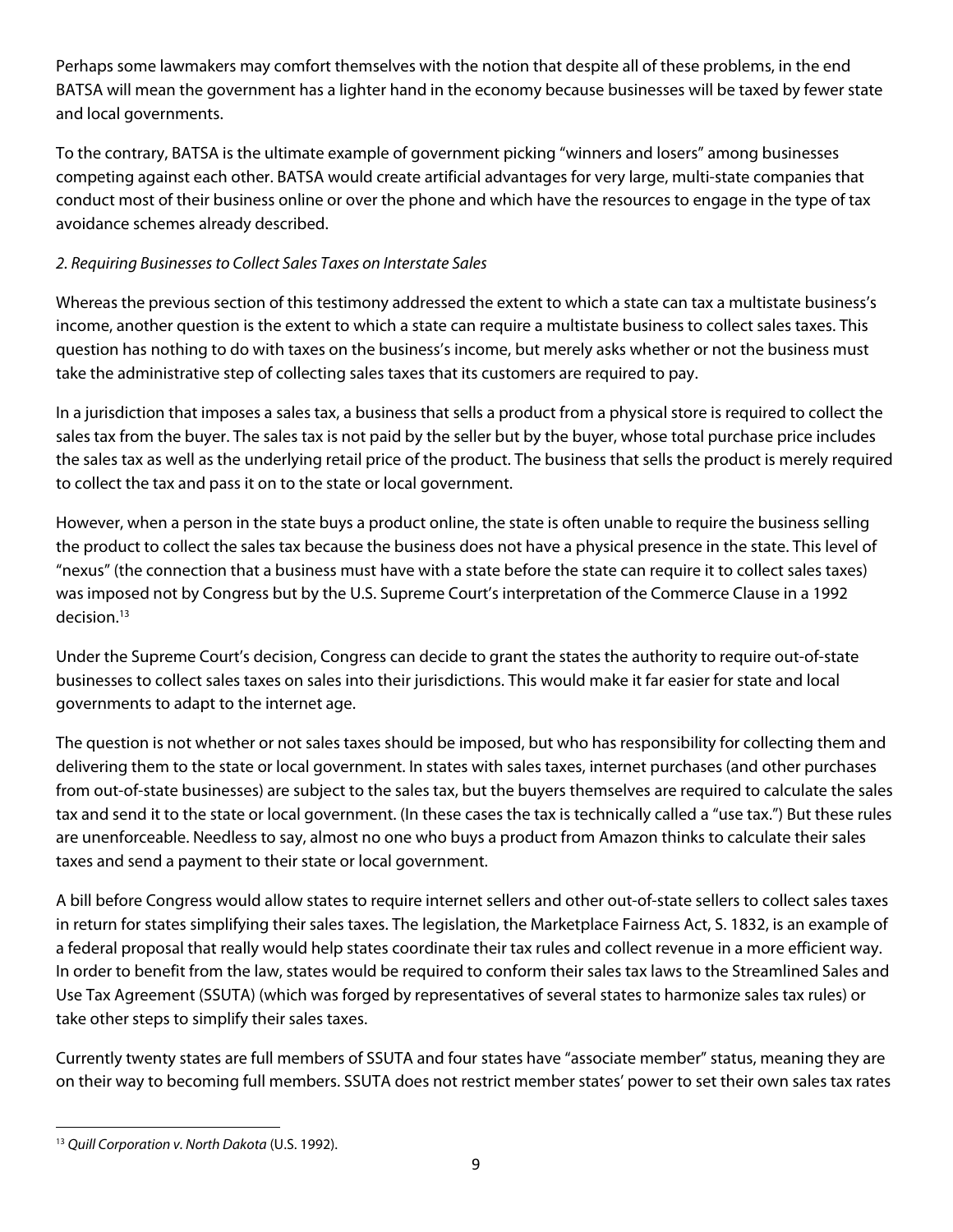Perhaps some lawmakers may comfort themselves with the notion that despite all of these problems, in the end BATSA will mean the government has a lighter hand in the economy because businesses will be taxed by fewer state and local governments.

To the contrary, BATSA is the ultimate example of government picking "winners and losers" among businesses competing against each other. BATSA would create artificial advantages for very large, multi-state companies that conduct most of their business online or over the phone and which have the resources to engage in the type of tax avoidance schemes already described.

*2. Requiring Businesses to Collect Sales Taxes on Interstate Sales*

Whereas the previous section of this testimony addressed the extent to which a state can tax a multistate business's income, another question is the extent to which a state can require a multistate business to collect sales taxes. This question has nothing to do with taxes on the business's income, but merely asks whether or not the business must take the administrative step of collecting sales taxes that its customers are required to pay.

In a jurisdiction that imposes a sales tax, a business that sells a product from a physical store is required to collect the sales tax from the buyer. The sales tax is not paid by the seller but by the buyer, whose total purchase price includes the sales tax as well as the underlying retail price of the product. The business that sells the product is merely required to collect the tax and pass it on to the state or local government.

However, when a person in the state buys a product online, the state is often unable to require the business selling the product to collect the sales tax because the business does not have a physical presence in the state. This level of "nexus" (the connection that a business must have with a state before the state can require it to collect sales taxes) was imposed not by Congress but by the U.S. Supreme Court's interpretation of the Commerce Clause in a 1992 decision.[13]

Under the Supreme Court's decision, Congress can decide to grant the states the authority to require out-of-state businesses to collect sales taxes on sales into their jurisdictions. This would make it far easier for state and local governments to adapt to the internet age.

The question is not whether or not sales taxes should be imposed, but who has responsibility for collecting them and delivering them to the state or local government. In states with sales taxes, internet purchases (and other purchases from out-of-state businesses) are subject to the sales tax, but the buyers themselves are required to calculate the sales tax and send it to the state or local government. (In these cases the tax is technically called a "use tax.") But these rules are unenforceable. Needless to say, almost no one who buys a product from Amazon thinks to calculate their sales taxes and send a payment to their state or local government.

A bill before Congress would allow states to require internet sellers and other out-of-state sellers to collect sales taxes in return for states simplifying their sales taxes. The legislation, the Marketplace Fairness Act, S. 1832, is an example of a federal proposal that really would help states coordinate their tax rules and collect revenue in a more efficient way. In order to benefit from the law, states would be required to conform their sales tax laws to the Streamlined Sales and Use Tax Agreement (SSUTA) (which was forged by representatives of several states to harmonize sales tax rules) or take other steps to simplify their sales taxes.

Currently twenty states are full members of SSUTA and four states have "associate member" status, meaning they are on their way to becoming full members. SSUTA does not restrict member states' power to set their own sales tax rates

[13] *Quill Corporation v. North Dakota* (U.S. 1992).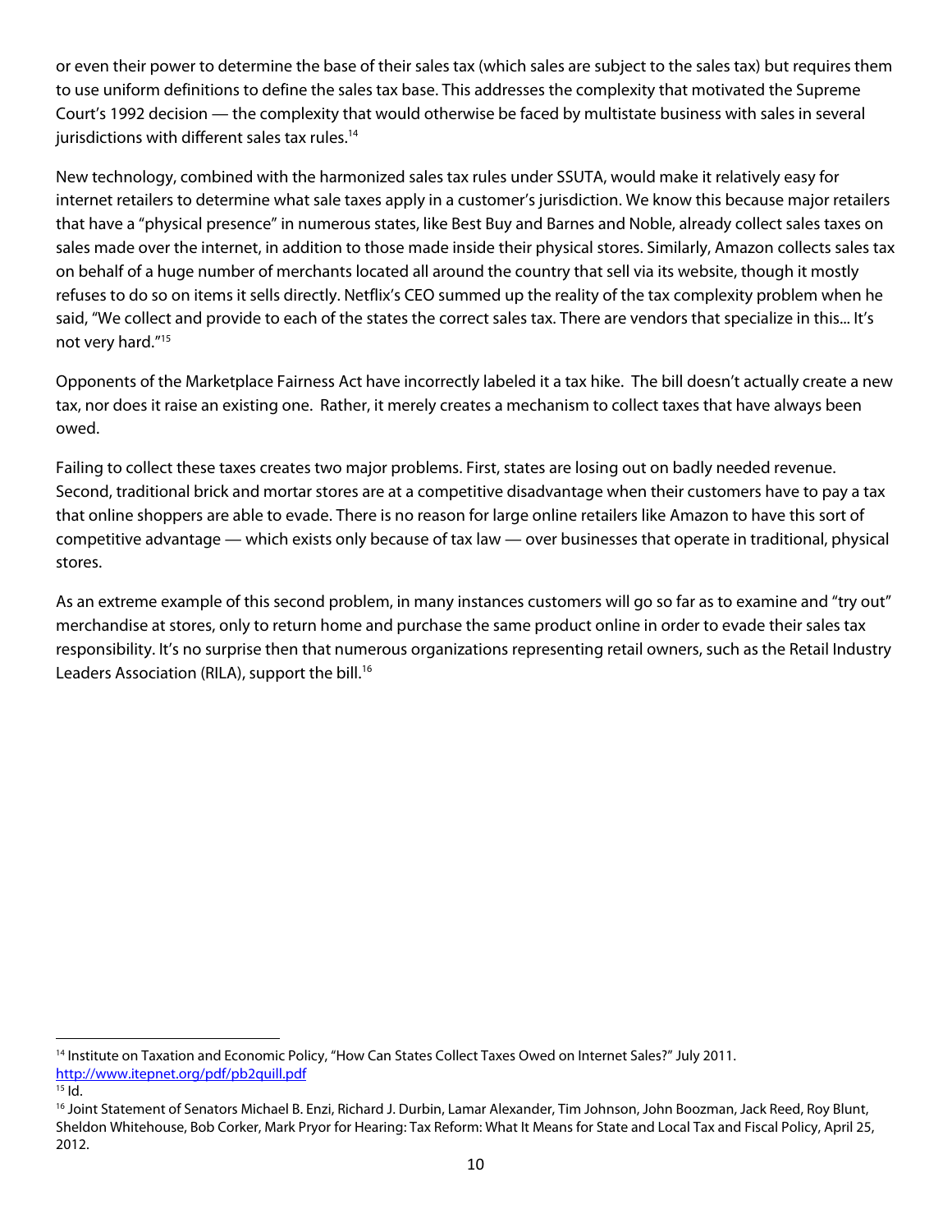or even their power to determine the base of their sales tax (which sales are subject to the sales tax) but requires them to use uniform definitions to define the sales tax base. This addresses the complexity that motivated the Supreme Court's 1992 decision — the complexity that would otherwise be faced by multistate business with sales in several jurisdictions with different sales tax rules.[14]

New technology, combined with the harmonized sales tax rules under SSUTA, would make it relatively easy for internet retailers to determine what sale taxes apply in a customer's jurisdiction. We know this because major retailers that have a "physical presence" in numerous states, like Best Buy and Barnes and Noble, already collect sales taxes on sales made over the internet, in addition to those made inside their physical stores. Similarly, Amazon collects sales tax on behalf of a huge number of merchants located all around the country that sell via its website, though it mostly refuses to do so on items it sells directly. Netflix's CEO summed up the reality of the tax complexity problem when he said, "We collect and provide to each of the states the correct sales tax. There are vendors that specialize in this... It's not very hard."[15]

Opponents of the Marketplace Fairness Act have incorrectly labeled it a tax hike. The bill doesn't actually create a new tax, nor does it raise an existing one. Rather, it merely creates a mechanism to collect taxes that have always been owed.

Failing to collect these taxes creates two major problems. First, states are losing out on badly needed revenue. Second, traditional brick and mortar stores are at a competitive disadvantage when their customers have to pay a tax that online shoppers are able to evade. There is no reason for large online retailers like Amazon to have this sort of competitive advantage — which exists only because of tax law — over businesses that operate in traditional, physical stores.

As an extreme example of this second problem, in many instances customers will go so far as to examine and "try out" merchandise at stores, only to return home and purchase the same product online in order to evade their sales tax responsibility. It's no surprise then that numerous organizations representing retail owners, such as the Retail Industry Leaders Association (RILA), support the bill.[16]

---

[14] Institute on Taxation and Economic Policy, "How Can States Collect Taxes Owed on Internet Sales?" July 2011. http://www.itepnet.org/pdf/pb2quill.pdf

[15] Id.

[16] Joint Statement of Senators Michael B. Enzi, Richard J. Durbin, Lamar Alexander, Tim Johnson, John Boozman, Jack Reed, Roy Blunt, Sheldon Whitehouse, Bob Corker, Mark Pryor for Hearing: Tax Reform: What It Means for State and Local Tax and Fiscal Policy, April 25, 2012.